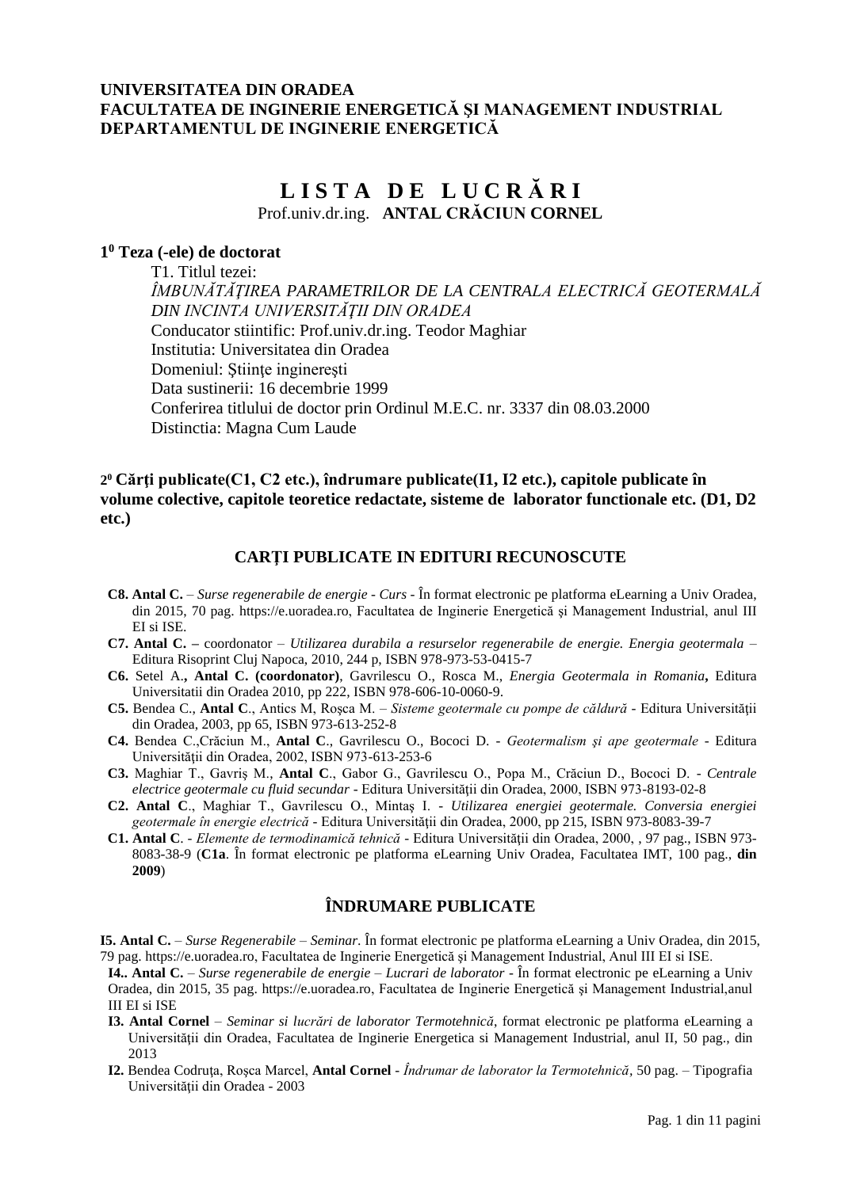**UNIVERSITATEA DIN ORADEA**
**FACULTATEA DE INGINERIE ENERGETICĂ ŞI MANAGEMENT INDUSTRIAL**
**DEPARTAMENTUL DE INGINERIE ENERGETICĂ**

# L I S T A D E L U C R Ă R I

Prof.univ.dr.ing. **ANTAL CRĂCIUN CORNEL**

## 1[0] Teza (-ele) de doctorat

T1. Titlul tezei:
*ÎMBUNĂTĂŢIREA PARAMETRILOR DE LA CENTRALA ELECTRICĂ GEOTERMALĂ DIN INCINTA UNIVERSITĂŢII DIN ORADEA*
Conducator stiintific: Prof.univ.dr.ing. Teodor Maghiar
Institutia: Universitatea din Oradea
Domeniul: Ştiinţe inginereşti
Data sustinerii: 16 decembrie 1999
Conferirea titlului de doctor prin Ordinul M.E.C. nr. 3337 din 08.03.2000
Distinctia: Magna Cum Laude

## 2[0] Cărţi publicate(C1, C2 etc.), îndrumare publicate(I1, I2 etc.), capitole publicate în volume colective, capitole teoretice redactate, sisteme de laborator functionale etc. (D1, D2 etc.)

### CARŢI PUBLICATE IN EDITURI RECUNOSCUTE

**C8. Antal C.** – *Surse regenerabile de energie - Curs* - În format electronic pe platforma eLearning a Univ Oradea, din 2015, 70 pag. https://e.uoradea.ro, Facultatea de Inginerie Energetică şi Management Industrial, anul III EI si ISE.

**C7. Antal C. –** coordonator – *Utilizarea durabila a resurselor regenerabile de energie. Energia geotermala* – Editura Risoprint Cluj Napoca, 2010, 244 p, ISBN 978-973-53-0415-7

**C6.** Setel A.**, Antal C. (coordonator)**, Gavrilescu O., Rosca M., *Energia Geotermala in Romania***,** Editura Universitatii din Oradea 2010, pp 222, ISBN 978-606-10-0060-9.

**C5.** Bendea C., **Antal C**., Antics M, Roşca M. – *Sisteme geotermale cu pompe de căldură* - Editura Universităţii din Oradea, 2003, pp 65, ISBN 973-613-252-8

**C4.** Bendea C.,Crăciun M., **Antal C**., Gavrilescu O., Bococi D. - *Geotermalism şi ape geotermale* - Editura Universităţii din Oradea, 2002, ISBN 973-613-253-6

**C3.** Maghiar T., Gavriş M., **Antal C**., Gabor G., Gavrilescu O., Popa M., Crăciun D., Bococi D. - *Centrale electrice geotermale cu fluid secundar* - Editura Universităţii din Oradea, 2000, ISBN 973-8193-02-8

**C2. Antal C**., Maghiar T., Gavrilescu O., Mintaş I. - *Utilizarea energiei geotermale. Conversia energiei geotermale în energie electrică* - Editura Universităţii din Oradea, 2000, pp 215, ISBN 973-8083-39-7

**C1. Antal C**. - *Elemente de termodinamică tehnică* - Editura Universităţii din Oradea, 2000, , 97 pag., ISBN 973-8083-38-9 (**C1a**. În format electronic pe platforma eLearning Univ Oradea, Facultatea IMT, 100 pag., **din 2009**)

### ÎNDRUMARE PUBLICATE

**I5. Antal C.** – *Surse Regenerabile – Seminar*. În format electronic pe platforma eLearning a Univ Oradea, din 2015, 79 pag. https://e.uoradea.ro, Facultatea de Inginerie Energetică şi Management Industrial, Anul III EI si ISE.

**I4.. Antal C.** – *Surse regenerabile de energie – Lucrari de laborator* - În format electronic pe eLearning a Univ Oradea, din 2015, 35 pag. https://e.uoradea.ro, Facultatea de Inginerie Energetică şi Management Industrial,anul III EI si ISE

**I3. Antal Cornel** – *Seminar si lucrări de laborator Termotehnică*, format electronic pe platforma eLearning a Universității din Oradea, Facultatea de Inginerie Energetica si Management Industrial, anul II, 50 pag., din 2013

**I2.** Bendea Codruţa, Roşca Marcel, **Antal Cornel** - *Îndrumar de laborator la Termotehnică*, 50 pag. – Tipografia Universităţii din Oradea - 2003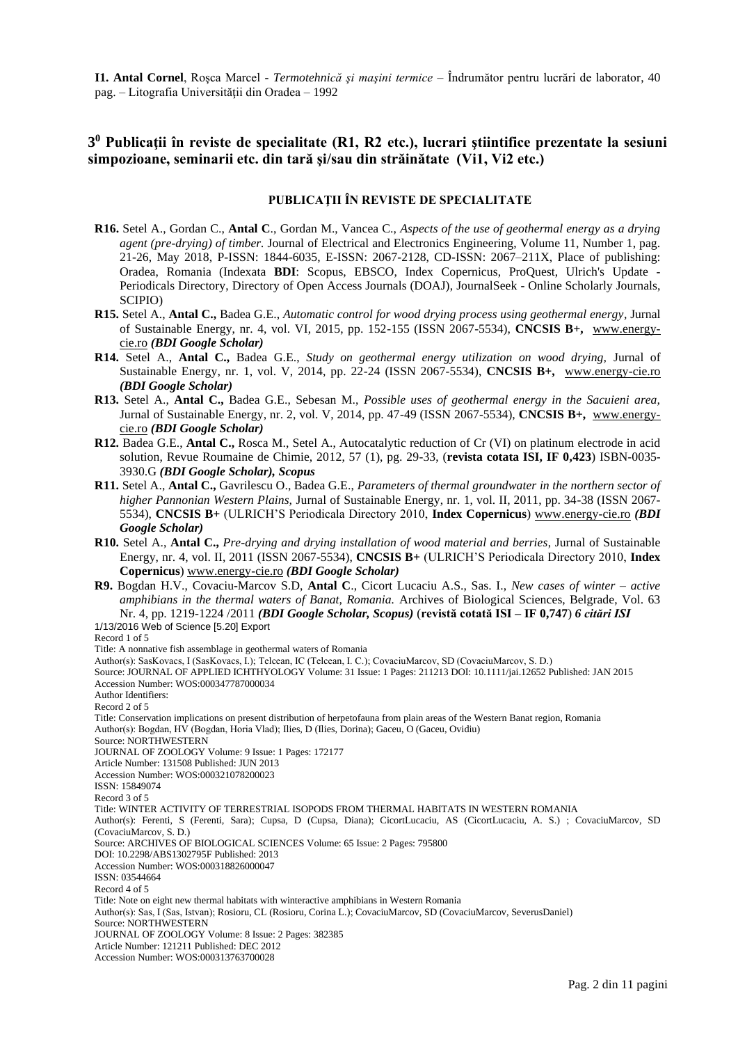**I1. Antal Cornel**, Roşca Marcel - *Termotehnică şi maşini termice* – Îndrumător pentru lucrări de laborator, 40 pag. – Litografia Universității din Oradea – 1992

## $3^0$ Publicații în reviste de specialitate (R1, R2 etc.), lucrari științifice prezentate la sesiuni simpozioane, seminarii etc. din țară şi/sau din străinătate (Vi1, Vi2 etc.)

### PUBLICAȚII ÎN REVISTE DE SPECIALITATE

- **R16.** Setel A., Gordan C., **Antal C**., Gordan M., Vancea C., *Aspects of the use of geothermal energy as a drying agent (pre-drying) of timber.* Journal of Electrical and Electronics Engineering, Volume 11, Number 1, pag. 21-26, May 2018, P-ISSN: 1844-6035, E-ISSN: 2067-2128, CD-ISSN: 2067–211X, Place of publishing: Oradea, Romania (Indexata **BDI**: Scopus, EBSCO, Index Copernicus, ProQuest, Ulrich's Update - Periodicals Directory, Directory of Open Access Journals (DOAJ), JournalSeek - Online Scholarly Journals, SCIPIO)
- **R15.** Setel A., **Antal C.,** Badea G.E., *Automatic control for wood drying process using geothermal energy,* Jurnal of Sustainable Energy, nr. 4, vol. VI, 2015, pp. 152-155 (ISSN 2067-5534), **CNCSIS B+,** www.energy-cie.ro ***(BDI Google Scholar)***
- **R14.** Setel A., **Antal C.,** Badea G.E., *Study on geothermal energy utilization on wood drying,* Jurnal of Sustainable Energy, nr. 1, vol. V, 2014, pp. 22-24 (ISSN 2067-5534), **CNCSIS B+,** www.energy-cie.ro ***(BDI Google Scholar)***
- **R13.** Setel A., **Antal C.,** Badea G.E., Sebesan M., *Possible uses of geothermal energy in the Sacuieni area,* Jurnal of Sustainable Energy, nr. 2, vol. V, 2014, pp. 47-49 (ISSN 2067-5534), **CNCSIS B+,** www.energy-cie.ro ***(BDI Google Scholar)***
- **R12.** Badea G.E., **Antal C.,** Rosca M., Setel A., Autocatalytic reduction of Cr (VI) on platinum electrode in acid solution, Revue Roumaine de Chimie, 2012, 57 (1), pg. 29-33, (**revista cotata ISI, IF 0,423**) ISBN-0035-3930.G ***(BDI Google Scholar), Scopus***
- **R11.** Setel A., **Antal C.,** Gavrilescu O., Badea G.E., *Parameters of thermal groundwater in the northern sector of higher Pannonian Western Plains,* Jurnal of Sustainable Energy, nr. 1, vol. II, 2011, pp. 34-38 (ISSN 2067-5534), **CNCSIS B+** (ULRICH'S Periodicala Directory 2010, **Index Copernicus**) www.energy-cie.ro ***(BDI Google Scholar)***
- **R10.** Setel A., **Antal C.,** *Pre-drying and drying installation of wood material and berries*, Jurnal of Sustainable Energy, nr. 4, vol. II, 2011 (ISSN 2067-5534), **CNCSIS B+** (ULRICH'S Periodicala Directory 2010, **Index Copernicus**) www.energy-cie.ro ***(BDI Google Scholar)***
- **R9.** Bogdan H.V., Covaciu-Marcov S.D, **Antal C**., Cicort Lucaciu A.S., Sas. I., *New cases of winter – active amphibians in the thermal waters of Banat, Romania.* Archives of Biological Sciences, Belgrade, Vol. 63 Nr. 4, pp. 1219-1224 /2011 ***(BDI Google Scholar, Scopus)*** (**revistă cotată ISI – IF 0,747**) ***6 citări ISI***

1/13/2016 Web of Science [5.20] Export
Record 1 of 5
Title: A nonnative fish assemblage in geothermal waters of Romania
Author(s): SasKovacs, I (SasKovacs, I.); Telcean, IC (Telcean, I. C.); CovaciuMarcov, SD (CovaciuMarcov, S. D.)
Source: JOURNAL OF APPLIED ICHTHYOLOGY Volume: 31 Issue: 1 Pages: 211213 DOI: 10.1111/jai.12652 Published: JAN 2015
Accession Number: WOS:000347787000034
Author Identifiers:
Record 2 of 5
Title: Conservation implications on present distribution of herpetofauna from plain areas of the Western Banat region, Romania
Author(s): Bogdan, HV (Bogdan, Horia Vlad); Ilies, D (Ilies, Dorina); Gaceu, O (Gaceu, Ovidiu)
Source: NORTHWESTERN
JOURNAL OF ZOOLOGY Volume: 9 Issue: 1 Pages: 172177
Article Number: 131508 Published: JUN 2013
Accession Number: WOS:000321078200023
ISSN: 15849074
Record 3 of 5
Title: WINTER ACTIVITY OF TERRESTRIAL ISOPODS FROM THERMAL HABITATS IN WESTERN ROMANIA
Author(s): Ferenti, S (Ferenti, Sara); Cupsa, D (Cupsa, Diana); CicortLucaciu, AS (CicortLucaciu, A. S.) ; CovaciuMarcov, SD (CovaciuMarcov, S. D.)
Source: ARCHIVES OF BIOLOGICAL SCIENCES Volume: 65 Issue: 2 Pages: 795800
DOI: 10.2298/ABS1302795F Published: 2013
Accession Number: WOS:000318826000047
ISSN: 03544664
Record 4 of 5
Title: Note on eight new thermal habitats with winteractive amphibians in Western Romania
Author(s): Sas, I (Sas, Istvan); Rosioru, CL (Rosioru, Corina L.); CovaciuMarcov, SD (CovaciuMarcov, SeverusDaniel)
Source: NORTHWESTERN
JOURNAL OF ZOOLOGY Volume: 8 Issue: 2 Pages: 382385
Article Number: 121211 Published: DEC 2012
Accession Number: WOS:000313763700028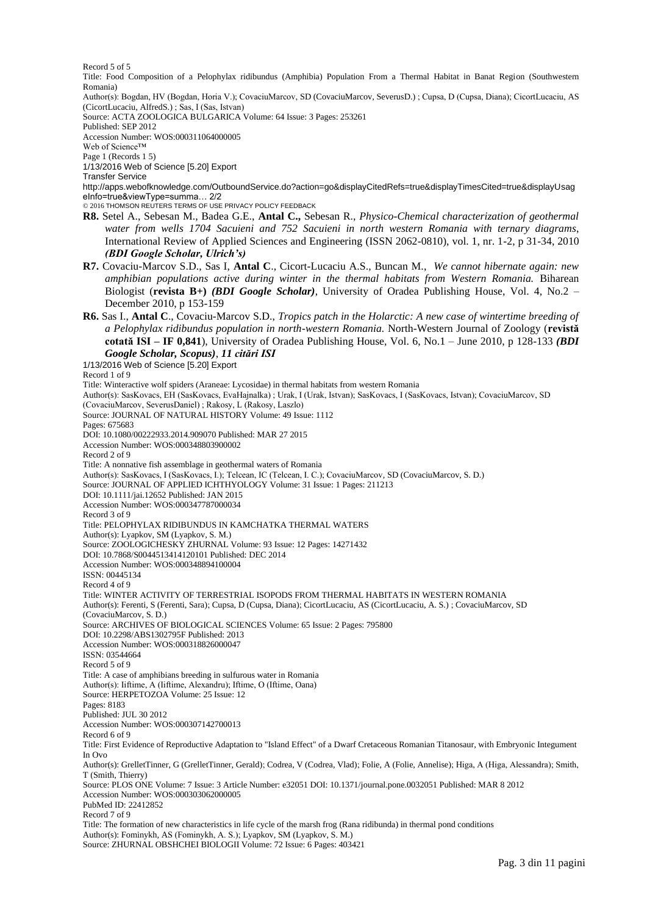Record 5 of 5

Title: Food Composition of a Pelophylax ridibundus (Amphibia) Population From a Thermal Habitat in Banat Region (Southwestern Romania)

Author(s): Bogdan, HV (Bogdan, Horia V.); CovaciuMarcov, SD (CovaciuMarcov, SeverusD.) ; Cupsa, D (Cupsa, Diana); CicortLucaciu, AS (CicortLucaciu, AlfredS.) ; Sas, I (Sas, Istvan)

Source: ACTA ZOOLOGICA BULGARICA Volume: 64 Issue: 3 Pages: 253261

Published: SEP 2012

Accession Number: WOS:000311064000005

Web of Science™

Page 1 (Records 1 5)

1/13/2016 Web of Science [5.20] Export

Transfer Service

http://apps.webofknowledge.com/OutboundService.do?action=go&displayCitedRefs=true&displayTimesCited=true&displayUsageInfo=true&viewType=summa… 2/2

© 2016 THOMSON REUTERS TERMS OF USE PRIVACY POLICY FEEDBACK

**R8.** Setel A., Sebesan M., Badea G.E., **Antal C.,** Sebesan R., *Physico-Chemical characterization of geothermal water from wells 1704 Sacuieni and 752 Sacuieni in north western Romania with ternary diagrams*, International Review of Applied Sciences and Engineering (ISSN 2062-0810), vol. 1, nr. 1-2, p 31-34, 2010 ***(BDI Google Scholar, Ulrich's)***

**R7.** Covaciu-Marcov S.D., Sas I, **Antal C**., Cicort-Lucaciu A.S., Buncan M., *We cannot hibernate again: new amphibian populations active during winter in the thermal habitats from Western Romania.* Biharean Biologist (**revista B+)** ***(BDI Google Scholar)***, University of Oradea Publishing House, Vol. 4, No.2 – December 2010, p 153-159

**R6.** Sas I., **Antal C**., Covaciu-Marcov S.D., *Tropics patch in the Holarctic: A new case of wintertime breeding of a Pelophylax ridibundus population in north-western Romania.* North-Western Journal of Zoology (**revistă cotată ISI – IF 0,841**), University of Oradea Publishing House, Vol. 6, No.1 – June 2010, p 128-133 ***(BDI Google Scholar, Scopus)***, ***11 citări ISI***

1/13/2016 Web of Science [5.20] Export

Record 1 of 9

Title: Winteractive wolf spiders (Araneae: Lycosidae) in thermal habitats from western Romania

Author(s): SasKovacs, EH (SasKovacs, EvaHajnalka) ; Urak, I (Urak, Istvan); SasKovacs, I (SasKovacs, Istvan); CovaciuMarcov, SD (CovaciuMarcov, SeverusDaniel) ; Rakosy, L (Rakosy, Laszlo)

Source: JOURNAL OF NATURAL HISTORY Volume: 49 Issue: 1112

Pages: 675683

DOI: 10.1080/00222933.2014.909070 Published: MAR 27 2015

Accession Number: WOS:000348803900002

Record 2 of 9

Title: A nonnative fish assemblage in geothermal waters of Romania

Author(s): SasKovacs, I (SasKovacs, I.); Telcean, IC (Telcean, I. C.); CovaciuMarcov, SD (CovaciuMarcov, S. D.)

Source: JOURNAL OF APPLIED ICHTHYOLOGY Volume: 31 Issue: 1 Pages: 211213

DOI: 10.1111/jai.12652 Published: JAN 2015

Accession Number: WOS:000347787000034

Record 3 of 9

Title: PELOPHYLAX RIDIBUNDUS IN KAMCHATKA THERMAL WATERS

Author(s): Lyapkov, SM (Lyapkov, S. M.)

Source: ZOOLOGICHESKY ZHURNAL Volume: 93 Issue: 12 Pages: 14271432

DOI: 10.7868/S0044513414120101 Published: DEC 2014

Accession Number: WOS:000348894100004

ISSN: 00445134

Record 4 of 9

Title: WINTER ACTIVITY OF TERRESTRIAL ISOPODS FROM THERMAL HABITATS IN WESTERN ROMANIA

Author(s): Ferenti, S (Ferenti, Sara); Cupsa, D (Cupsa, Diana); CicortLucaciu, AS (CicortLucaciu, A. S.) ; CovaciuMarcov, SD (CovaciuMarcov, S. D.)

Source: ARCHIVES OF BIOLOGICAL SCIENCES Volume: 65 Issue: 2 Pages: 795800

DOI: 10.2298/ABS1302795F Published: 2013

Accession Number: WOS:000318826000047

ISSN: 03544664

Record 5 of 9

Title: A case of amphibians breeding in sulfurous water in Romania

Author(s): Iiftime, A (Iiftime, Alexandru); Iftime, O (Iftime, Oana)

Source: HERPETOZOA Volume: 25 Issue: 12

Pages: 8183

Published: JUL 30 2012

Accession Number: WOS:000307142700013

Record 6 of 9

Title: First Evidence of Reproductive Adaptation to "Island Effect" of a Dwarf Cretaceous Romanian Titanosaur, with Embryonic Integument In Ovo

Author(s): GrelletTinner, G (GrelletTinner, Gerald); Codrea, V (Codrea, Vlad); Folie, A (Folie, Annelise); Higa, A (Higa, Alessandra); Smith, T (Smith, Thierry)

Source: PLOS ONE Volume: 7 Issue: 3 Article Number: e32051 DOI: 10.1371/journal.pone.0032051 Published: MAR 8 2012

Accession Number: WOS:000303062000005

PubMed ID: 22412852

Record 7 of 9

Title: The formation of new characteristics in life cycle of the marsh frog (Rana ridibunda) in thermal pond conditions

Author(s): Fominykh, AS (Fominykh, A. S.); Lyapkov, SM (Lyapkov, S. M.)

Source: ZHURNAL OBSHCHEI BIOLOGII Volume: 72 Issue: 6 Pages: 403421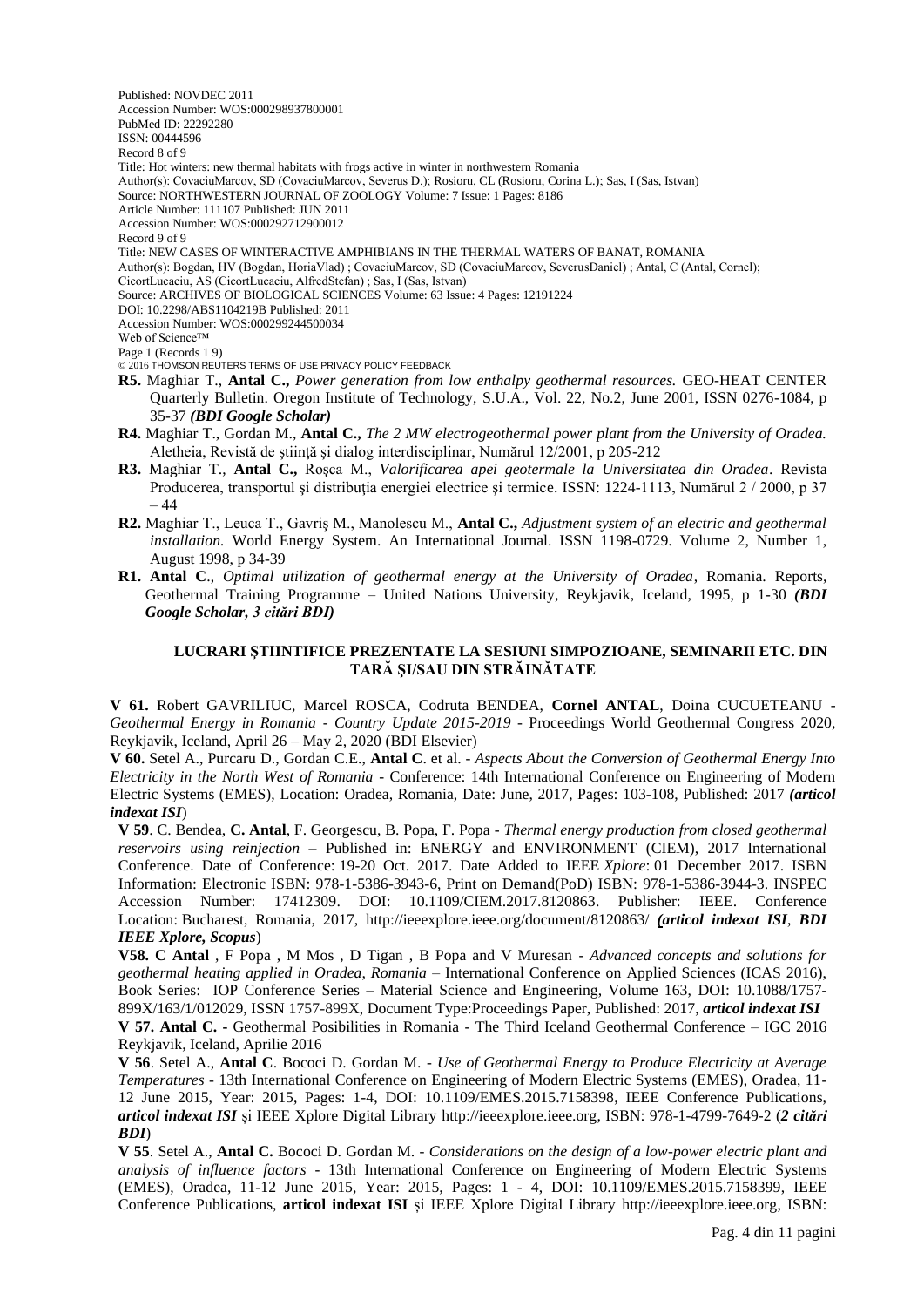Published: NOVDEC 2011
Accession Number: WOS:000298937800001
PubMed ID: 22292280
ISSN: 00444596
Record 8 of 9
Title: Hot winters: new thermal habitats with frogs active in winter in northwestern Romania
Author(s): CovaciuMarcov, SD (CovaciuMarcov, Severus D.); Rosioru, CL (Rosioru, Corina L.); Sas, I (Sas, Istvan)
Source: NORTHWESTERN JOURNAL OF ZOOLOGY Volume: 7 Issue: 1 Pages: 8186
Article Number: 111107 Published: JUN 2011
Accession Number: WOS:000292712900012
Record 9 of 9
Title: NEW CASES OF WINTERACTIVE AMPHIBIANS IN THE THERMAL WATERS OF BANAT, ROMANIA
Author(s): Bogdan, HV (Bogdan, HoriaVlad) ; CovaciuMarcov, SD (CovaciuMarcov, SeverusDaniel) ; Antal, C (Antal, Cornel);
CicortLucaciu, AS (CicortLucaciu, AlfredStefan) ; Sas, I (Sas, Istvan)
Source: ARCHIVES OF BIOLOGICAL SCIENCES Volume: 63 Issue: 4 Pages: 12191224
DOI: 10.2298/ABS1104219B Published: 2011
Accession Number: WOS:000299244500034
Web of Science™
Page 1 (Records 1 9)
© 2016 THOMSON REUTERS TERMS OF USE PRIVACY POLICY FEEDBACK

- **R5.** Maghiar T., **Antal C.,** *Power generation from low enthalpy geothermal resources.* GEO-HEAT CENTER Quarterly Bulletin. Oregon Institute of Technology, S.U.A., Vol. 22, No.2, June 2001, ISSN 0276-1084, p 35-37 ***(BDI Google Scholar)***
- **R4.** Maghiar T., Gordan M., **Antal C.,** *The 2 MW electrogeothermal power plant from the University of Oradea.* Aletheia, Revistă de ştiinţă şi dialog interdisciplinar, Numărul 12/2001, p 205-212
- **R3.** Maghiar T., **Antal C.,** Roşca M., *Valorificarea apei geotermale la Universitatea din Oradea*. Revista Producerea, transportul şi distribuţia energiei electrice şi termice. ISSN: 1224-1113, Numărul 2 / 2000, p 37 – 44
- **R2.** Maghiar T., Leuca T., Gavriş M., Manolescu M., **Antal C.,** *Adjustment system of an electric and geothermal installation.* World Energy System. An International Journal. ISSN 1198-0729. Volume 2, Number 1, August 1998, p 34-39
- **R1. Antal C**., *Optimal utilization of geothermal energy at the University of Oradea*, Romania. Reports, Geothermal Training Programme – United Nations University, Reykjavik, Iceland, 1995, p 1-30 ***(BDI Google Scholar, 3 citări BDI)***

## LUCRARI ŞTIINTIFICE PREZENTATE LA SESIUNI SIMPOZIOANE, SEMINARII ETC. DIN ŢARĂ ŞI/SAU DIN STRĂINĂTATE

**V 61.** Robert GAVRILIUC, Marcel ROSCA, Codruta BENDEA, **Cornel ANTAL**, Doina CUCUETEANU - *Geothermal Energy in Romania - Country Update 2015-2019* - Proceedings World Geothermal Congress 2020, Reykjavik, Iceland, April 26 – May 2, 2020 (BDI Elsevier)

**V 60.** Setel A., Purcaru D., Gordan C.E., **Antal C**. et al. - *Aspects About the Conversion of Geothermal Energy Into Electricity in the North West of Romania* - Conference: 14th International Conference on Engineering of Modern Electric Systems (EMES), Location: Oradea, Romania, Date: June, 2017, Pages: 103-108, Published: 2017 ***(articol indexat ISI***)

**V 59**. C. Bendea, **C. Antal**, F. Georgescu, B. Popa, F. Popa - *Thermal energy production from closed geothermal reservoirs using reinjection* – Published in: ENERGY and ENVIRONMENT (CIEM), 2017 International Conference. Date of Conference: 19-20 Oct. 2017. Date Added to IEEE *Xplore*: 01 December 2017. ISBN Information: Electronic ISBN: 978-1-5386-3943-6, Print on Demand(PoD) ISBN: 978-1-5386-3944-3. INSPEC Accession Number: 17412309. DOI: 10.1109/CIEM.2017.8120863. Publisher: IEEE. Conference Location: Bucharest, Romania, 2017, http://ieeexplore.ieee.org/document/8120863/ ***(articol indexat ISI***, ***BDI IEEE Xplore, Scopus***)

**V58. C Antal** , F Popa , M Mos , D Tigan , B Popa and V Muresan - *Advanced concepts and solutions for geothermal heating applied in Oradea, Romania* – International Conference on Applied Sciences (ICAS 2016), Book Series: IOP Conference Series – Material Science and Engineering, Volume 163, DOI: 10.1088/1757-899X/163/1/012029, ISSN 1757-899X, Document Type:Proceedings Paper, Published: 2017, ***articol indexat ISI***

**V 57. Antal C. -** Geothermal Posibilities in Romania - The Third Iceland Geothermal Conference – IGC 2016 Reykjavik, Iceland, Aprilie 2016

**V 56**. Setel A., **Antal C**. Bococi D. Gordan M. - *Use of Geothermal Energy to Produce Electricity at Average Temperatures* - 13th International Conference on Engineering of Modern Electric Systems (EMES), Oradea, 11-12 June 2015, Year: 2015, Pages: 1-4, DOI: 10.1109/EMES.2015.7158398, IEEE Conference Publications, ***articol indexat ISI*** şi IEEE Xplore Digital Library http://ieeexplore.ieee.org, ISBN: 978-1-4799-7649-2 (***2 citări BDI***)

**V 55**. Setel A., **Antal C.** Bococi D. Gordan M. - *Considerations on the design of a low-power electric plant and analysis of influence factors* - 13th International Conference on Engineering of Modern Electric Systems (EMES), Oradea, 11-12 June 2015, Year: 2015, Pages: 1 - 4, DOI: 10.1109/EMES.2015.7158399, IEEE Conference Publications, **articol indexat ISI** şi IEEE Xplore Digital Library http://ieeexplore.ieee.org, ISBN: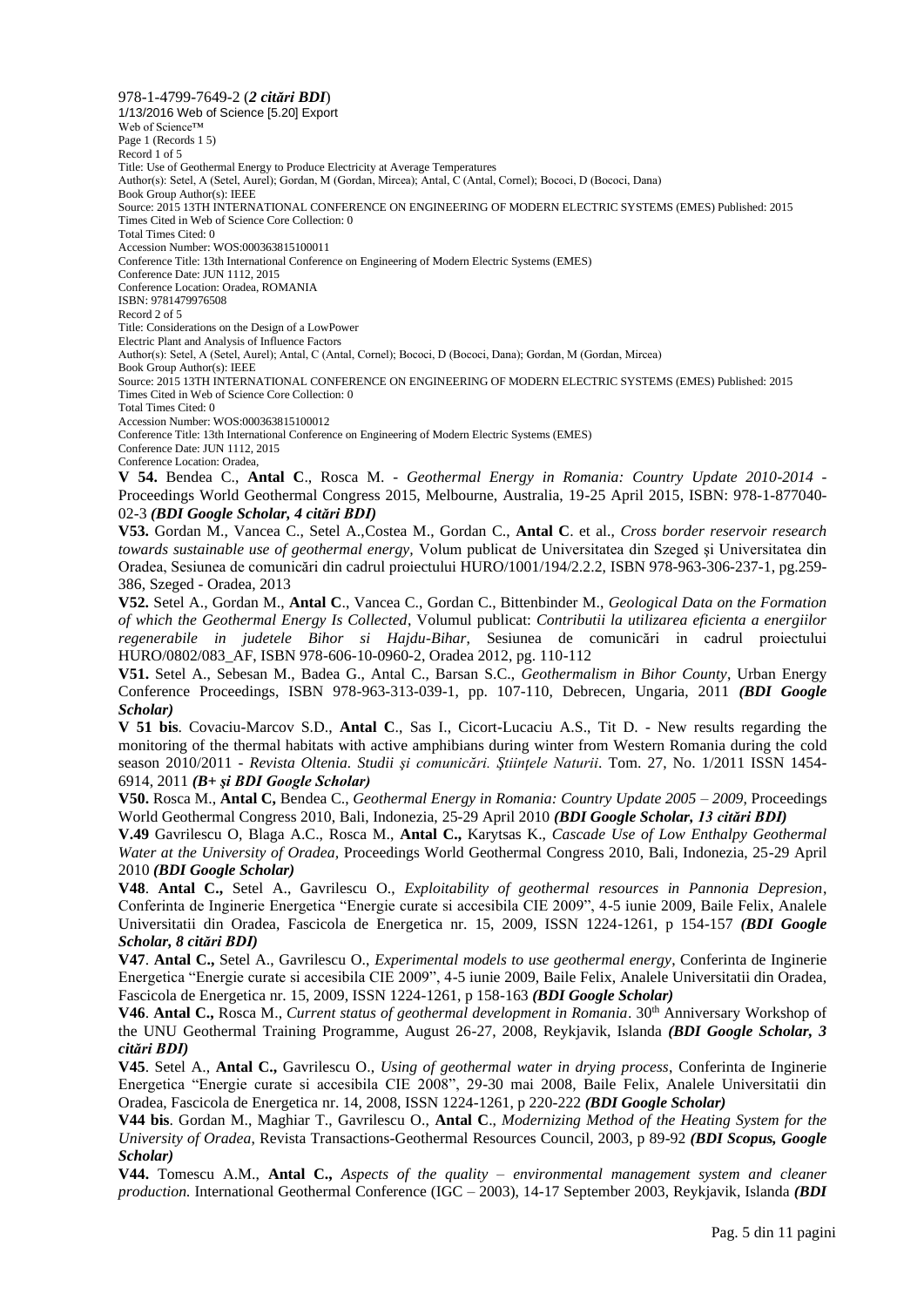978-1-4799-7649-2 (*2 citări BDI*)

1/13/2016 Web of Science [5.20] Export

Web of Science™

Page 1 (Records 1 5)

Record 1 of 5

Title: Use of Geothermal Energy to Produce Electricity at Average Temperatures

Author(s): Setel, A (Setel, Aurel); Gordan, M (Gordan, Mircea); Antal, C (Antal, Cornel); Bococi, D (Bococi, Dana)

Book Group Author(s): IEEE

Source: 2015 13TH INTERNATIONAL CONFERENCE ON ENGINEERING OF MODERN ELECTRIC SYSTEMS (EMES) Published: 2015

Times Cited in Web of Science Core Collection: 0

Total Times Cited: 0

Accession Number: WOS:000363815100011

Conference Title: 13th International Conference on Engineering of Modern Electric Systems (EMES)

Conference Date: JUN 1112, 2015

Conference Location: Oradea, ROMANIA

ISBN: 9781479976508

Record 2 of 5

Title: Considerations on the Design of a LowPower

Electric Plant and Analysis of Influence Factors

Author(s): Setel, A (Setel, Aurel); Antal, C (Antal, Cornel); Bococi, D (Bococi, Dana); Gordan, M (Gordan, Mircea)

Book Group Author(s): IEEE

Source: 2015 13TH INTERNATIONAL CONFERENCE ON ENGINEERING OF MODERN ELECTRIC SYSTEMS (EMES) Published: 2015

Times Cited in Web of Science Core Collection: 0

Total Times Cited: 0

Accession Number: WOS:000363815100012

Conference Title: 13th International Conference on Engineering of Modern Electric Systems (EMES)

Conference Date: JUN 1112, 2015

Conference Location: Oradea,

**V 54.** Bendea C., **Antal C**., Rosca M. - *Geothermal Energy in Romania: Country Update 2010-2014* - Proceedings World Geothermal Congress 2015, Melbourne, Australia, 19-25 April 2015, ISBN: 978-1-877040-02-3 ***(BDI Google Scholar, 4 citări BDI)***

**V53.** Gordan M., Vancea C., Setel A.,Costea M., Gordan C., **Antal C**. et al., *Cross border reservoir research towards sustainable use of geothermal energy,* Volum publicat de Universitatea din Szeged şi Universitatea din Oradea, Sesiunea de comunicări din cadrul proiectului HURO/1001/194/2.2.2, ISBN 978-963-306-237-1, pg.259-386, Szeged - Oradea, 2013

**V52.** Setel A., Gordan M., **Antal C**., Vancea C., Gordan C., Bittenbinder M., *Geological Data on the Formation of which the Geothermal Energy Is Collected*, Volumul publicat: *Contributii la utilizarea eficienta a energiilor regenerabile in judetele Bihor si Hajdu-Bihar*, Sesiunea de comunicări in cadrul proiectului HURO/0802/083_AF, ISBN 978-606-10-0960-2, Oradea 2012, pg. 110-112

**V51.** Setel A., Sebesan M., Badea G., Antal C., Barsan S.C., *Geothermalism in Bihor County*, Urban Energy Conference Proceedings, ISBN 978-963-313-039-1, pp. 107-110, Debrecen, Ungaria, 2011 ***(BDI Google Scholar)***

**V 51 bis**. Covaciu-Marcov S.D., **Antal C**., Sas I., Cicort-Lucaciu A.S., Tit D. - New results regarding the monitoring of the thermal habitats with active amphibians during winter from Western Romania during the cold season 2010/2011 - *Revista Oltenia. Studii şi comunicări. Ştiinţele Naturii*. Tom. 27, No. 1/2011 ISSN 1454-6914, 2011 ***(B+ şi BDI Google Scholar)***

**V50.** Rosca M., **Antal C,** Bendea C., *Geothermal Energy in Romania: Country Update 2005 – 2009*, Proceedings World Geothermal Congress 2010, Bali, Indonezia, 25-29 April 2010 ***(BDI Google Scholar, 13 citări BDI)***

**V.49** Gavrilescu O, Blaga A.C., Rosca M., **Antal C.,** Karytsas K., *Cascade Use of Low Enthalpy Geothermal Water at the University of Oradea,* Proceedings World Geothermal Congress 2010, Bali, Indonezia, 25-29 April 2010 ***(BDI Google Scholar)***

**V48**. **Antal C.,** Setel A., Gavrilescu O., *Exploitability of geothermal resources in Pannonia Depresion*, Conferinta de Inginerie Energetica "Energie curate si accesibila CIE 2009", 4-5 iunie 2009, Baile Felix, Analele Universitatii din Oradea, Fascicola de Energetica nr. 15, 2009, ISSN 1224-1261, p 154-157 ***(BDI Google Scholar, 8 citări BDI)***

**V47**. **Antal C.,** Setel A., Gavrilescu O., *Experimental models to use geothermal energy*, Conferinta de Inginerie Energetica "Energie curate si accesibila CIE 2009", 4-5 iunie 2009, Baile Felix, Analele Universitatii din Oradea, Fascicola de Energetica nr. 15, 2009, ISSN 1224-1261, p 158-163 ***(BDI Google Scholar)***

**V46**. **Antal C.,** Rosca M., *Current status of geothermal development in Romania*. 30th Anniversary Workshop of the UNU Geothermal Training Programme, August 26-27, 2008, Reykjavik, Islanda ***(BDI Google Scholar, 3 citări BDI)***

**V45**. Setel A., **Antal C.,** Gavrilescu O., *Using of geothermal water in drying process*, Conferinta de Inginerie Energetica "Energie curate si accesibila CIE 2008", 29-30 mai 2008, Baile Felix, Analele Universitatii din Oradea, Fascicola de Energetica nr. 14, 2008, ISSN 1224-1261, p 220-222 ***(BDI Google Scholar)***

**V44 bis**. Gordan M., Maghiar T., Gavrilescu O., **Antal C**., *Modernizing Method of the Heating System for the University of Oradea,* Revista Transactions-Geothermal Resources Council, 2003, p 89-92 ***(BDI Scopus, Google Scholar)***

**V44.** Tomescu A.M., **Antal C.,** *Aspects of the quality – environmental management system and cleaner production.* International Geothermal Conference (IGC – 2003), 14-17 September 2003, Reykjavik, Islanda ***(BDI***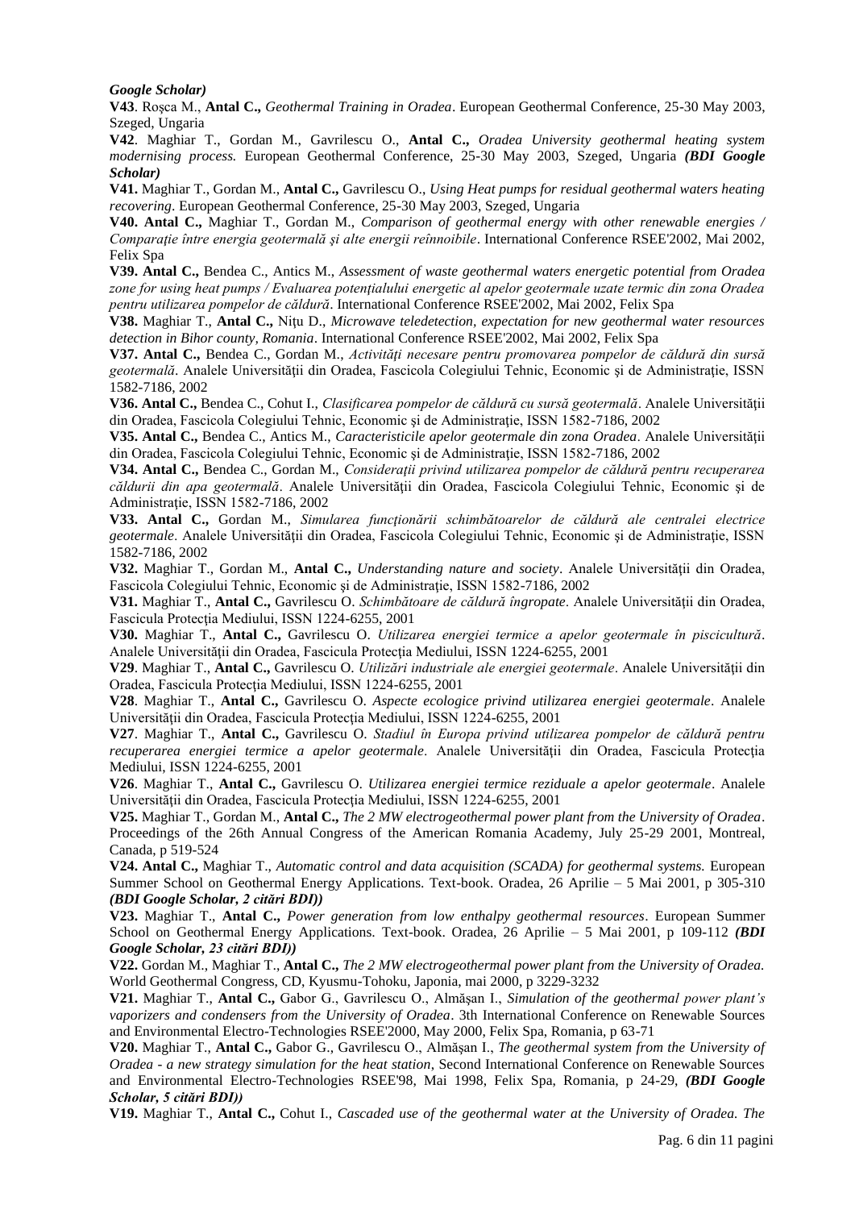***Google Scholar)***

**V43**. Roşca M., **Antal C.,** *Geothermal Training in Oradea*. European Geothermal Conference, 25-30 May 2003, Szeged, Ungaria

**V42**. Maghiar T., Gordan M., Gavrilescu O., **Antal C.,** *Oradea University geothermal heating system modernising process.* European Geothermal Conference, 25-30 May 2003, Szeged, Ungaria ***(BDI Google Scholar)***

**V41.** Maghiar T., Gordan M., **Antal C.,** Gavrilescu O., *Using Heat pumps for residual geothermal waters heating recovering*. European Geothermal Conference, 25-30 May 2003, Szeged, Ungaria

**V40. Antal C.,** Maghiar T., Gordan M., *Comparison of geothermal energy with other renewable energies / Comparaţie între energia geotermală şi alte energii reînnoibile*. International Conference RSEE'2002, Mai 2002, Felix Spa

**V39. Antal C.,** Bendea C., Antics M., *Assessment of waste geothermal waters energetic potential from Oradea zone for using heat pumps / Evaluarea potenţialului energetic al apelor geotermale uzate termic din zona Oradea pentru utilizarea pompelor de căldură*. International Conference RSEE'2002, Mai 2002, Felix Spa

**V38.** Maghiar T., **Antal C.,** Niţu D., *Microwave teledetection, expectation for new geothermal water resources detection in Bihor county, Romania*. International Conference RSEE'2002, Mai 2002, Felix Spa

**V37. Antal C.,** Bendea C., Gordan M., *Activităţi necesare pentru promovarea pompelor de căldură din sursă geotermală*. Analele Universităţii din Oradea, Fascicola Colegiului Tehnic, Economic şi de Administraţie, ISSN 1582-7186, 2002

**V36. Antal C.,** Bendea C., Cohut I., *Clasificarea pompelor de căldură cu sursă geotermală*. Analele Universităţii din Oradea, Fascicola Colegiului Tehnic, Economic şi de Administraţie, ISSN 1582-7186, 2002

**V35. Antal C.,** Bendea C., Antics M., *Caracteristicile apelor geotermale din zona Oradea*. Analele Universităţii din Oradea, Fascicola Colegiului Tehnic, Economic şi de Administraţie, ISSN 1582-7186, 2002

**V34. Antal C.,** Bendea C., Gordan M., *Consideraţii privind utilizarea pompelor de căldură pentru recuperarea căldurii din apa geotermală*. Analele Universităţii din Oradea, Fascicola Colegiului Tehnic, Economic şi de Administraţie, ISSN 1582-7186, 2002

**V33. Antal C.,** Gordan M., *Simularea funcţionării schimbătoarelor de căldură ale centralei electrice geotermale*. Analele Universităţii din Oradea, Fascicola Colegiului Tehnic, Economic şi de Administraţie, ISSN 1582-7186, 2002

**V32.** Maghiar T., Gordan M., **Antal C.,** *Understanding nature and society*. Analele Universităţii din Oradea, Fascicola Colegiului Tehnic, Economic şi de Administraţie, ISSN 1582-7186, 2002

**V31.** Maghiar T., **Antal C.,** Gavrilescu O. *Schimbătoare de căldură îngropate*. Analele Universităţii din Oradea, Fascicula Protecţia Mediului, ISSN 1224-6255, 2001

**V30.** Maghiar T., **Antal C.,** Gavrilescu O. *Utilizarea energiei termice a apelor geotermale în piscicultură*. Analele Universităţii din Oradea, Fascicula Protecţia Mediului, ISSN 1224-6255, 2001

**V29**. Maghiar T., **Antal C.,** Gavrilescu O. *Utilizări industriale ale energiei geotermale*. Analele Universităţii din Oradea, Fascicula Protecţia Mediului, ISSN 1224-6255, 2001

**V28**. Maghiar T., **Antal C.,** Gavrilescu O. *Aspecte ecologice privind utilizarea energiei geotermale*. Analele Universităţii din Oradea, Fascicula Protecţia Mediului, ISSN 1224-6255, 2001

**V27**. Maghiar T., **Antal C.,** Gavrilescu O. *Stadiul în Europa privind utilizarea pompelor de căldură pentru recuperarea energiei termice a apelor geotermale*. Analele Universităţii din Oradea, Fascicula Protecţia Mediului, ISSN 1224-6255, 2001

**V26**. Maghiar T., **Antal C.,** Gavrilescu O. *Utilizarea energiei termice reziduale a apelor geotermale*. Analele Universităţii din Oradea, Fascicula Protecţia Mediului, ISSN 1224-6255, 2001

**V25.** Maghiar T., Gordan M., **Antal C.,** *The 2 MW electrogeothermal power plant from the University of Oradea*. Proceedings of the 26th Annual Congress of the American Romania Academy, July 25-29 2001, Montreal, Canada, p 519-524

**V24. Antal C.,** Maghiar T., *Automatic control and data acquisition (SCADA) for geothermal systems.* European Summer School on Geothermal Energy Applications. Text-book. Oradea, 26 Aprilie – 5 Mai 2001, p 305-310 ***(BDI Google Scholar, 2 citări BDI))***

**V23.** Maghiar T., **Antal C.,** *Power generation from low enthalpy geothermal resources*. European Summer School on Geothermal Energy Applications. Text-book. Oradea, 26 Aprilie – 5 Mai 2001, p 109-112 ***(BDI Google Scholar, 23 citări BDI))***

**V22.** Gordan M., Maghiar T., **Antal C.,** *The 2 MW electrogeothermal power plant from the University of Oradea.* World Geothermal Congress, CD, Kyusmu-Tohoku, Japonia, mai 2000, p 3229-3232

**V21.** Maghiar T., **Antal C.,** Gabor G., Gavrilescu O., Almăşan I., *Simulation of the geothermal power plant's vaporizers and condensers from the University of Oradea*. 3th International Conference on Renewable Sources and Environmental Electro-Technologies RSEE'2000, May 2000, Felix Spa, Romania, p 63-71

**V20.** Maghiar T., **Antal C.,** Gabor G., Gavrilescu O., Almăşan I., *The geothermal system from the University of Oradea - a new strategy simulation for the heat station*, Second International Conference on Renewable Sources and Environmental Electro-Technologies RSEE'98, Mai 1998, Felix Spa, Romania, p 24-29, ***(BDI Google Scholar, 5 citări BDI))***

**V19.** Maghiar T., **Antal C.,** Cohut I., *Cascaded use of the geothermal water at the University of Oradea. The*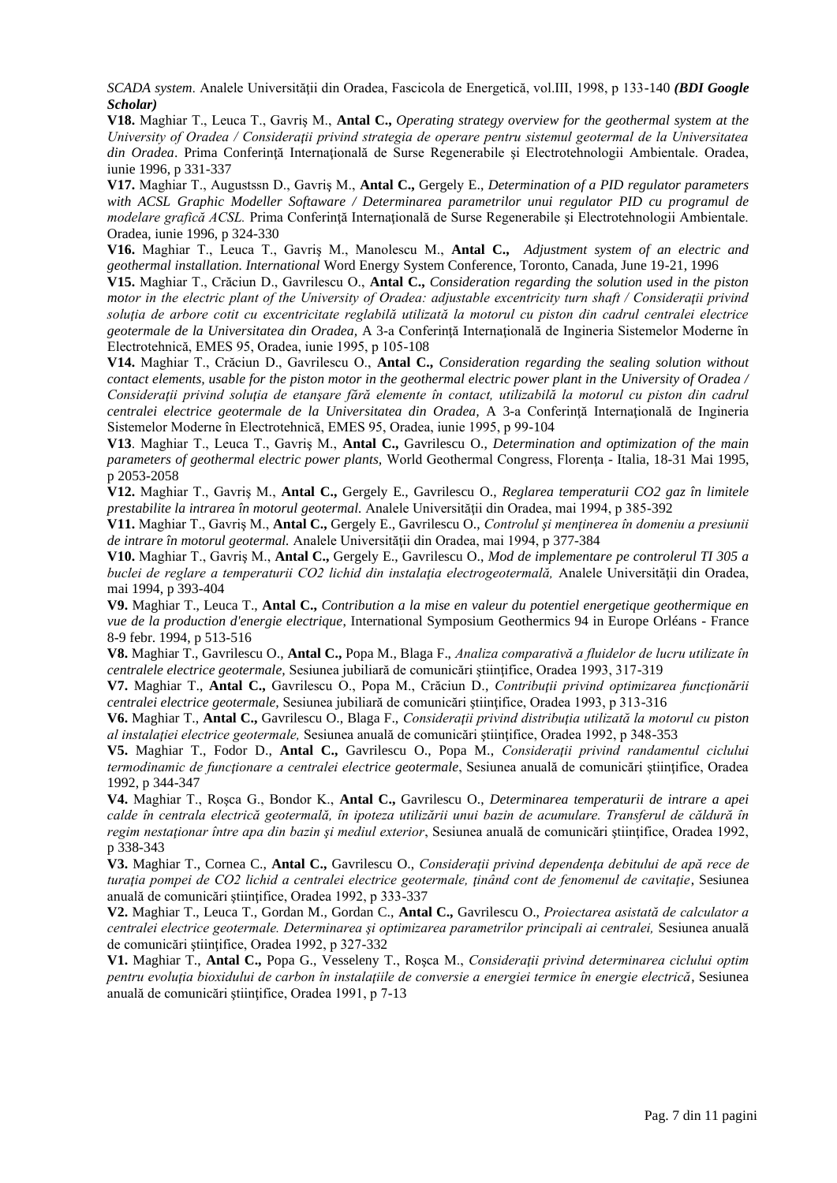*SCADA system*. Analele Universității din Oradea, Fascicola de Energetică, vol.III, 1998, p 133-140 ***(BDI Google Scholar)***

**V18.** Maghiar T., Leuca T., Gavriş M., **Antal C.,** *Operating strategy overview for the geothermal system at the University of Oradea / Consideraţii privind strategia de operare pentru sistemul geotermal de la Universitatea din Oradea*. Prima Conferinţă Internaţională de Surse Regenerabile şi Electrotehnologii Ambientale. Oradea, iunie 1996, p 331-337

**V17.** Maghiar T., Augustssn D., Gavriş M., **Antal C.,** Gergely E., *Determination of a PID regulator parameters with ACSL Graphic Modeller Softaware / Determinarea parametrilor unui regulator PID cu programul de modelare grafică ACSL.* Prima Conferinţă Internaţională de Surse Regenerabile şi Electrotehnologii Ambientale. Oradea, iunie 1996, p 324-330

**V16.** Maghiar T., Leuca T., Gavriş M., Manolescu M., **Antal C.,** *Adjustment system of an electric and geothermal installation. International* Word Energy System Conference, Toronto, Canada, June 19-21, 1996

**V15.** Maghiar T., Crăciun D., Gavrilescu O., **Antal C.,** *Consideration regarding the solution used in the piston motor in the electric plant of the University of Oradea: adjustable excentricity turn shaft / Consideraţii privind soluţia de arbore cotit cu excentricitate reglabilă utilizată la motorul cu piston din cadrul centralei electrice geotermale de la Universitatea din Oradea,* A 3-a Conferinţă Internaţională de Ingineria Sistemelor Moderne în Electrotehnică, EMES 95, Oradea, iunie 1995, p 105-108

**V14.** Maghiar T., Crăciun D., Gavrilescu O., **Antal C.,** *Consideration regarding the sealing solution without contact elements, usable for the piston motor in the geothermal electric power plant in the University of Oradea / Consideraţii privind soluţia de etanşare fără elemente în contact, utilizabilă la motorul cu piston din cadrul centralei electrice geotermale de la Universitatea din Oradea,* A 3-a Conferinţă Internaţională de Ingineria Sistemelor Moderne în Electrotehnică, EMES 95, Oradea, iunie 1995, p 99-104

**V13**. Maghiar T., Leuca T., Gavriş M., **Antal C.,** Gavrilescu O., *Determination and optimization of the main parameters of geothermal electric power plants,* World Geothermal Congress, Florenţa - Italia, 18-31 Mai 1995, p 2053-2058

**V12.** Maghiar T., Gavriş M., **Antal C.,** Gergely E., Gavrilescu O., *Reglarea temperaturii CO2 gaz în limitele prestabilite la intrarea în motorul geotermal.* Analele Universităţii din Oradea, mai 1994, p 385-392

**V11.** Maghiar T., Gavriş M., **Antal C.,** Gergely E., Gavrilescu O., *Controlul şi menţinerea în domeniu a presiunii de intrare în motorul geotermal.* Analele Universităţii din Oradea, mai 1994, p 377-384

**V10.** Maghiar T., Gavriş M., **Antal C.,** Gergely E., Gavrilescu O., *Mod de implementare pe controlerul TI 305 a buclei de reglare a temperaturii CO2 lichid din instalaţia electrogeotermală,* Analele Universităţii din Oradea, mai 1994, p 393-404

**V9.** Maghiar T., Leuca T., **Antal C.,** *Contribution a la mise en valeur du potentiel energetique geothermique en vue de la production d'energie electrique,* International Symposium Geothermics 94 in Europe Orléans - France 8-9 febr. 1994, p 513-516

**V8.** Maghiar T., Gavrilescu O., **Antal C.,** Popa M., Blaga F., *Analiza comparativă a fluidelor de lucru utilizate în centralele electrice geotermale,* Sesiunea jubiliară de comunicări ştiinţifice, Oradea 1993, 317-319

**V7.** Maghiar T., **Antal C.,** Gavrilescu O., Popa M., Crăciun D., *Contribuţii privind optimizarea funcţionării centralei electrice geotermale,* Sesiunea jubiliară de comunicări ştiinţifice, Oradea 1993, p 313-316

**V6.** Maghiar T., **Antal C.,** Gavrilescu O., Blaga F., *Consideraţii privind distribuţia utilizată la motorul cu piston al instalaţiei electrice geotermale,* Sesiunea anuală de comunicări ştiinţifice, Oradea 1992, p 348-353

**V5.** Maghiar T., Fodor D., **Antal C.,** Gavrilescu O., Popa M., *Consideraţii privind randamentul ciclului termodinamic de funcţionare a centralei electrice geotermale*, Sesiunea anuală de comunicări ştiinţifice, Oradea 1992, p 344-347

**V4.** Maghiar T., Roşca G., Bondor K., **Antal C.,** Gavrilescu O., *Determinarea temperaturii de intrare a apei calde în centrala electrică geotermală, în ipoteza utilizării unui bazin de acumulare. Transferul de căldură în regim nestaţionar între apa din bazin şi mediul exterior*, Sesiunea anuală de comunicări ştiinţifice, Oradea 1992, p 338-343

**V3.** Maghiar T., Cornea C., **Antal C.,** Gavrilescu O., *Consideraţii privind dependenţa debitului de apă rece de turaţia pompei de CO2 lichid a centralei electrice geotermale, ţinând cont de fenomenul de cavitaţie*, Sesiunea anuală de comunicări ştiinţifice, Oradea 1992, p 333-337

**V2.** Maghiar T., Leuca T., Gordan M., Gordan C., **Antal C.,** Gavrilescu O., *Proiectarea asistată de calculator a centralei electrice geotermale. Determinarea şi optimizarea parametrilor principali ai centralei,* Sesiunea anuală de comunicări ştiinţifice, Oradea 1992, p 327-332

**V1.** Maghiar T., **Antal C.,** Popa G., Vesseleny T., Roşca M., *Consideraţii privind determinarea ciclului optim pentru evoluţia bioxidului de carbon în instalaţiile de conversie a energiei termice în energie electrică*, Sesiunea anuală de comunicări ştiinţifice, Oradea 1991, p 7-13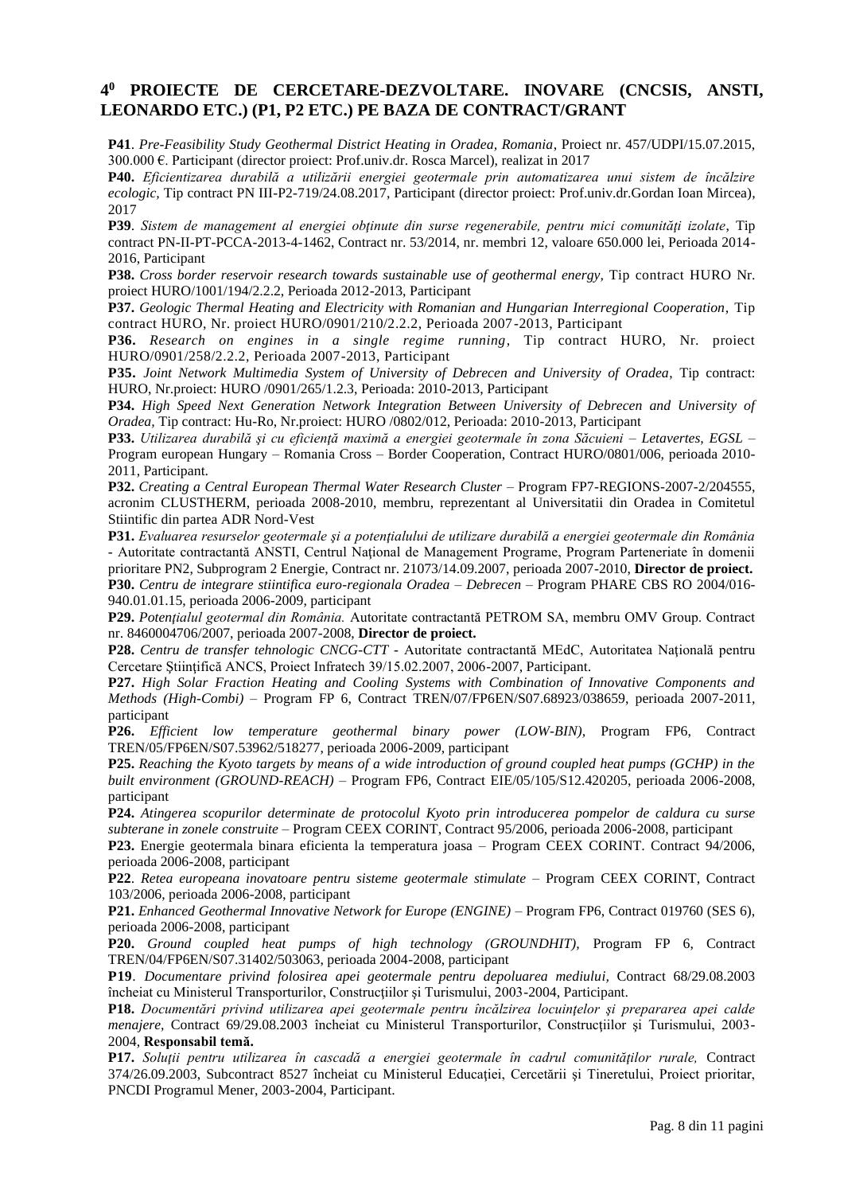## 4[0] PROIECTE DE CERCETARE-DEZVOLTARE. INOVARE (CNCSIS, ANSTI, LEONARDO ETC.) (P1, P2 ETC.) PE BAZA DE CONTRACT/GRANT

**P41**. *Pre-Feasibility Study Geothermal District Heating in Oradea, Romania*, Proiect nr. 457/UDPI/15.07.2015, 300.000 €. Participant (director proiect: Prof.univ.dr. Rosca Marcel), realizat in 2017

**P40.** *Eficientizarea durabilă a utilizării energiei geotermale prin automatizarea unui sistem de încălzire ecologic*, Tip contract PN III-P2-719/24.08.2017, Participant (director proiect: Prof.univ.dr.Gordan Ioan Mircea), 2017

**P39**. *Sistem de management al energiei obținute din surse regenerabile, pentru mici comunități izolate*, Tip contract PN-II-PT-PCCA-2013-4-1462, Contract nr. 53/2014, nr. membri 12, valoare 650.000 lei, Perioada 2014-2016, Participant

**P38.** *Cross border reservoir research towards sustainable use of geothermal energy*, Tip contract HURO Nr. proiect HURO/1001/194/2.2.2, Perioada 2012-2013, Participant

**P37.** *Geologic Thermal Heating and Electricity with Romanian and Hungarian Interregional Cooperation*, Tip contract HURO, Nr. proiect HURO/0901/210/2.2.2, Perioada 2007-2013, Participant

**P36.** *Research on engines in a single regime running*, Tip contract HURO, Nr. proiect HURO/0901/258/2.2.2, Perioada 2007-2013, Participant

**P35.** *Joint Network Multimedia System of University of Debrecen and University of Oradea*, Tip contract: HURO, Nr.proiect: HURO /0901/265/1.2.3, Perioada: 2010-2013, Participant

**P34.** *High Speed Next Generation Network Integration Between University of Debrecen and University of Oradea*, Tip contract: Hu-Ro, Nr.proiect: HURO /0802/012, Perioada: 2010-2013, Participant

**P33.** *Utilizarea durabilă şi cu eficienţă maximă a energiei geotermale în zona Săcuieni – Letavertes, EGSL* – Program european Hungary – Romania Cross – Border Cooperation, Contract HURO/0801/006, perioada 2010-2011, Participant.

**P32.** *Creating a Central European Thermal Water Research Cluster* – Program FP7-REGIONS-2007-2/204555, acronim CLUSTHERM, perioada 2008-2010, membru, reprezentant al Universitatii din Oradea in Comitetul Stiintific din partea ADR Nord-Vest

**P31.** *Evaluarea resurselor geotermale şi a potenţialului de utilizare durabilă a energiei geotermale din România* - Autoritate contractantă ANSTI, Centrul Naţional de Management Programe, Program Parteneriate în domenii prioritare PN2, Subprogram 2 Energie, Contract nr. 21073/14.09.2007, perioada 2007-2010, **Director de proiect.**

**P30.** *Centru de integrare stiintifica euro-regionala Oradea – Debrecen* – Program PHARE CBS RO 2004/016-940.01.01.15, perioada 2006-2009, participant

**P29.** *Potenţialul geotermal din România.* Autoritate contractantă PETROM SA, membru OMV Group. Contract nr. 8460004706/2007, perioada 2007-2008, **Director de proiect.**

**P28.** *Centru de transfer tehnologic CNCG-CTT* - Autoritate contractantă MEdC, Autoritatea Naţională pentru Cercetare Ştiinţifică ANCS, Proiect Infratech 39/15.02.2007, 2006-2007, Participant.

**P27.** *High Solar Fraction Heating and Cooling Systems with Combination of Innovative Components and Methods (High-Combi)* – Program FP 6, Contract TREN/07/FP6EN/S07.68923/038659, perioada 2007-2011, participant

**P26.** *Efficient low temperature geothermal binary power (LOW-BIN)*, Program FP6, Contract TREN/05/FP6EN/S07.53962/518277, perioada 2006-2009, participant

**P25.** *Reaching the Kyoto targets by means of a wide introduction of ground coupled heat pumps (GCHP) in the built environment (GROUND-REACH)* – Program FP6, Contract EIE/05/105/S12.420205, perioada 2006-2008, participant

**P24.** *Atingerea scopurilor determinate de protocolul Kyoto prin introducerea pompelor de caldura cu surse subterane in zonele construite* – Program CEEX CORINT, Contract 95/2006, perioada 2006-2008, participant

**P23.** Energie geotermala binara eficienta la temperatura joasa – Program CEEX CORINT. Contract 94/2006, perioada 2006-2008, participant

**P22**. *Retea europeana inovatoare pentru sisteme geotermale stimulate* – Program CEEX CORINT, Contract 103/2006, perioada 2006-2008, participant

**P21.** *Enhanced Geothermal Innovative Network for Europe (ENGINE)* – Program FP6, Contract 019760 (SES 6), perioada 2006-2008, participant

**P20.** *Ground coupled heat pumps of high technology (GROUNDHIT)*, Program FP 6, Contract TREN/04/FP6EN/S07.31402/503063, perioada 2004-2008, participant

**P19**. *Documentare privind folosirea apei geotermale pentru depoluarea mediului*, Contract 68/29.08.2003 încheiat cu Ministerul Transporturilor, Construcţiilor şi Turismului, 2003-2004, Participant.

**P18.** *Documentări privind utilizarea apei geotermale pentru încălzirea locuinţelor şi prepararea apei calde menajere*, Contract 69/29.08.2003 încheiat cu Ministerul Transporturilor, Construcţiilor şi Turismului, 2003-2004, **Responsabil temă.**

**P17.** *Soluţii pentru utilizarea în cascadă a energiei geotermale în cadrul comunităţilor rurale,* Contract 374/26.09.2003, Subcontract 8527 încheiat cu Ministerul Educaţiei, Cercetării şi Tineretului, Proiect prioritar, PNCDI Programul Mener, 2003-2004, Participant.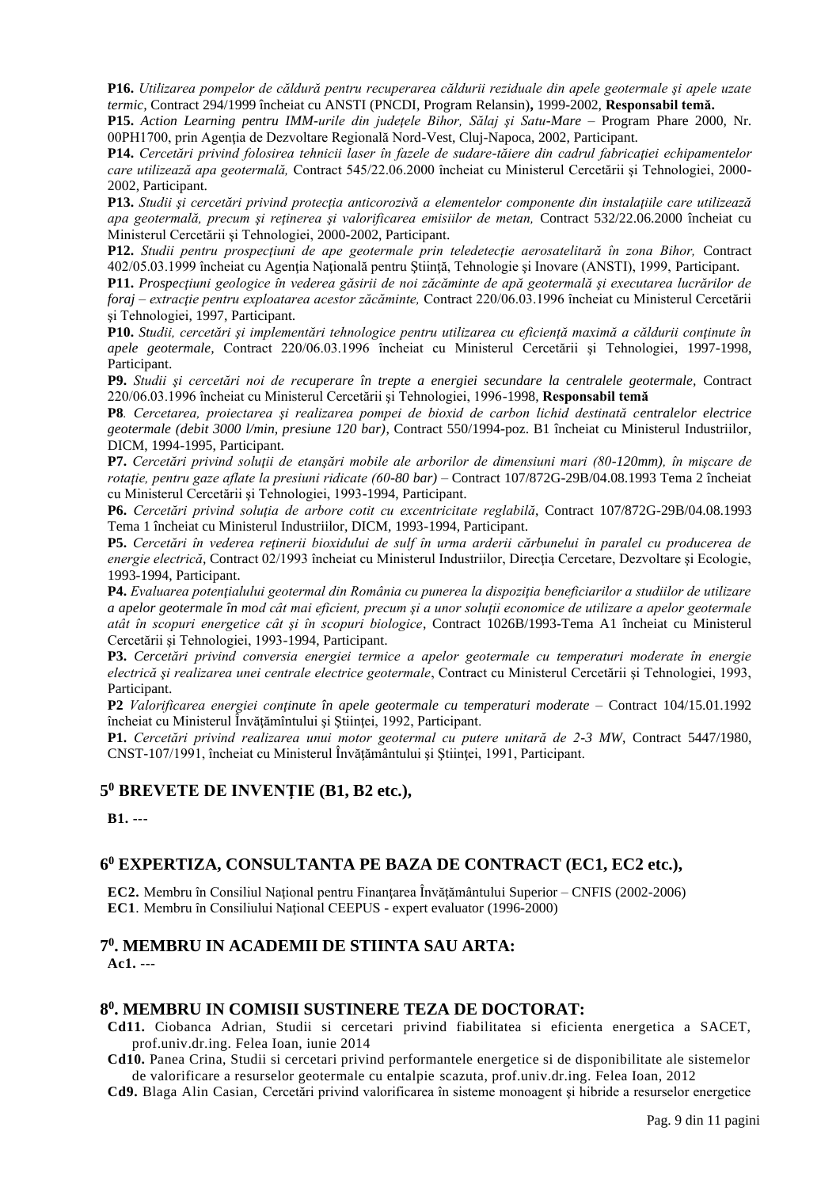**P16.** *Utilizarea pompelor de căldură pentru recuperarea căldurii reziduale din apele geotermale şi apele uzate termic,* Contract 294/1999 încheiat cu ANSTI (PNCDI, Program Relansin)**,** 1999-2002, **Responsabil temă.**

**P15.** *Action Learning pentru IMM-urile din judeţele Bihor, Sălaj şi Satu-Mare* – Program Phare 2000, Nr. 00PH1700, prin Agenţia de Dezvoltare Regională Nord-Vest, Cluj-Napoca, 2002, Participant.

**P14.** *Cercetări privind folosirea tehnicii laser în fazele de sudare-tăiere din cadrul fabricaţiei echipamentelor care utilizează apa geotermală,* Contract 545/22.06.2000 încheiat cu Ministerul Cercetării şi Tehnologiei, 2000-2002, Participant.

**P13.** *Studii şi cercetări privind protecţia anticorozivă a elementelor componente din instalaţiile care utilizează apa geotermală, precum şi reţinerea şi valorificarea emisiilor de metan,* Contract 532/22.06.2000 încheiat cu Ministerul Cercetării şi Tehnologiei, 2000-2002, Participant.

**P12.** *Studii pentru prospecţiuni de ape geotermale prin teledetecţie aerosatelitară în zona Bihor,* Contract 402/05.03.1999 încheiat cu Agenţia Naţională pentru Ştiinţă, Tehnologie şi Inovare (ANSTI), 1999, Participant.

**P11.** *Prospecţiuni geologice în vederea găsirii de noi zăcăminte de apă geotermală şi executarea lucrărilor de foraj – extracţie pentru exploatarea acestor zăcăminte,* Contract 220/06.03.1996 încheiat cu Ministerul Cercetării şi Tehnologiei, 1997, Participant.

**P10.** *Studii, cercetări şi implementări tehnologice pentru utilizarea cu eficienţă maximă a căldurii conţinute în apele geotermale,* Contract 220/06.03.1996 încheiat cu Ministerul Cercetării şi Tehnologiei, 1997-1998, Participant.

**P9.** *Studii şi cercetări noi de recuperare în trepte a energiei secundare la centralele geotermale,* Contract 220/06.03.1996 încheiat cu Ministerul Cercetării şi Tehnologiei, 1996-1998, **Responsabil temă**

**P8**. *Cercetarea, proiectarea şi realizarea pompei de bioxid de carbon lichid destinată centralelor electrice geotermale (debit 3000 l/min, presiune 120 bar)*, Contract 550/1994-poz. B1 încheiat cu Ministerul Industriilor, DICM, 1994-1995, Participant.

**P7.** *Cercetări privind soluţii de etanşări mobile ale arborilor de dimensiuni mari (80-120mm), în mişcare de rotaţie, pentru gaze aflate la presiuni ridicate (60-80 bar)* – Contract 107/872G-29B/04.08.1993 Tema 2 încheiat cu Ministerul Cercetării şi Tehnologiei, 1993-1994, Participant.

**P6.** *Cercetări privind soluţia de arbore cotit cu excentricitate reglabilă*, Contract 107/872G-29B/04.08.1993 Tema 1 încheiat cu Ministerul Industriilor, DICM, 1993-1994, Participant.

**P5.** *Cercetări în vederea reţinerii bioxidului de sulf în urma arderii cărbunelui în paralel cu producerea de energie electrică*, Contract 02/1993 încheiat cu Ministerul Industriilor, Direcţia Cercetare, Dezvoltare şi Ecologie, 1993-1994, Participant.

**P4.** *Evaluarea potenţialului geotermal din România cu punerea la dispoziţia beneficiarilor a studiilor de utilizare a apelor geotermale în mod cât mai eficient, precum şi a unor soluţii economice de utilizare a apelor geotermale atât în scopuri energetice cât şi în scopuri biologice*, Contract 1026B/1993-Tema A1 încheiat cu Ministerul Cercetării şi Tehnologiei, 1993-1994, Participant.

**P3.** *Cercetări privind conversia energiei termice a apelor geotermale cu temperaturi moderate în energie electrică şi realizarea unei centrale electrice geotermale*, Contract cu Ministerul Cercetării şi Tehnologiei, 1993, Participant.

**P2** *Valorificarea energiei conţinute în apele geotermale cu temperaturi moderate* – Contract 104/15.01.1992 încheiat cu Ministerul Învăţămîntului şi Ştiinţei, 1992, Participant.

**P1.** *Cercetări privind realizarea unui motor geotermal cu putere unitară de 2-3 MW*, Contract 5447/1980, CNST-107/1991, încheiat cu Ministerul Învăţământului şi Ştiinţei, 1991, Participant.

## 5⁰ BREVETE DE INVENȚIE (B1, B2 etc.),

**B1.** ---

## 6⁰ EXPERTIZA, CONSULTANTA PE BAZA DE CONTRACT (EC1, EC2 etc.),

**EC2.** Membru în Consiliul Naţional pentru Finanţarea Învăţământului Superior – CNFIS (2002-2006)
**EC1**. Membru în Consiliului Naţional CEEPUS - expert evaluator (1996-2000)

## 7⁰. MEMBRU IN ACADEMII DE STIINTA SAU ARTA:

**Ac1.** ---

## 8⁰. MEMBRU IN COMISII SUSTINERE TEZA DE DOCTORAT:

**Cd11.** Ciobanca Adrian, Studii si cercetari privind fiabilitatea si eficienta energetica a SACET, prof.univ.dr.ing. Felea Ioan, iunie 2014

**Cd10.** Panea Crina, Studii si cercetari privind performantele energetice si de disponibilitate ale sistemelor de valorificare a resurselor geotermale cu entalpie scazuta, prof.univ.dr.ing. Felea Ioan, 2012

**Cd9.** Blaga Alin Casian, Cercetări privind valorificarea în sisteme monoagent şi hibride a resurselor energetice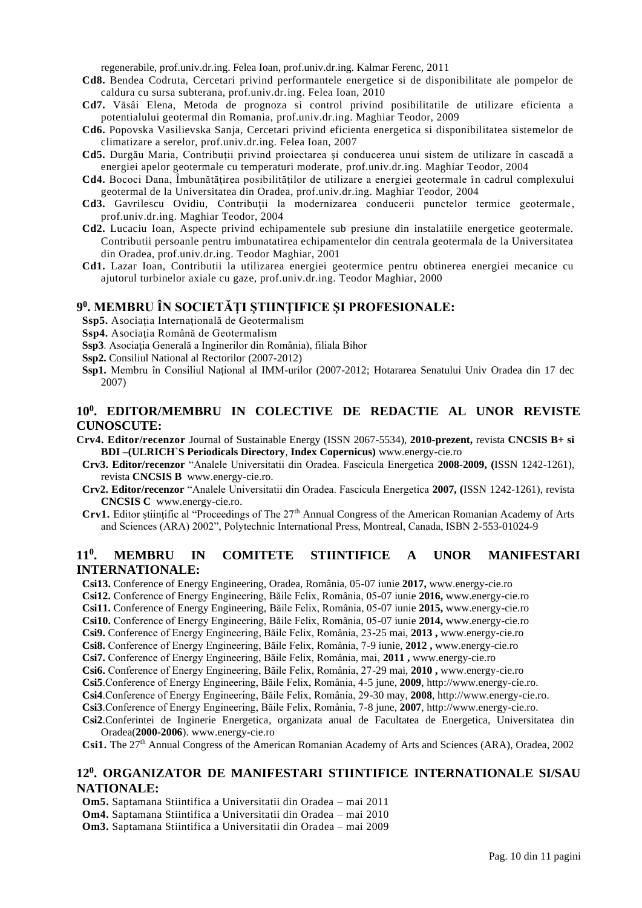regenerabile, prof.univ.dr.ing. Felea Ioan, prof.univ.dr.ing. Kalmar Ferenc, 2011

**Cd8.** Bendea Codruta, Cercetari privind performantele energetice si de disponibilitate ale pompelor de caldura cu sursa subterana, prof.univ.dr.ing. Felea Ioan, 2010

**Cd7.** Văsâi Elena, Metoda de prognoza si control privind posibilitatile de utilizare eficienta a potentialului geotermal din Romania, prof.univ.dr.ing. Maghiar Teodor, 2009

**Cd6.** Popovska Vasilievska Sanja, Cercetari privind eficienta energetica si disponibilitatea sistemelor de climatizare a serelor, prof.univ.dr.ing. Felea Ioan, 2007

**Cd5.** Durgău Maria, Contribuţii privind proiectarea şi conducerea unui sistem de utilizare în cascadă a energiei apelor geotermale cu temperaturi moderate, prof.univ.dr.ing. Maghiar Teodor, 2004

**Cd4.** Bococi Dana, Îmbunătăţirea posibilităţilor de utilizare a energiei geotermale în cadrul complexului geotermal de la Universitatea din Oradea, prof.univ.dr.ing. Maghiar Teodor, 2004

**Cd3.** Gavrilescu Ovidiu, Contribuţii la modernizarea conducerii punctelor termice geotermale, prof.univ.dr.ing. Maghiar Teodor, 2004

**Cd2.** Lucaciu Ioan, Aspecte privind echipamentele sub presiune din instalatiile energetice geotermale. Contributii persoanle pentru imbunatatirea echipamentelor din centrala geotermala de la Universitatea din Oradea, prof.univ.dr.ing. Teodor Maghiar, 2001

**Cd1.** Lazar Ioan, Contributii la utilizarea energiei geotermice pentru obtinerea energiei mecanice cu ajutorul turbinelor axiale cu gaze, prof.univ.dr.ing. Teodor Maghiar, 2000

## 9⁰. MEMBRU ÎN SOCIETĂŢI ŞTIINŢIFICE ŞI PROFESIONALE:

**Ssp5.** Asociaţia Internaţională de Geotermalism

**Ssp4.** Asociaţia Română de Geotermalism

**Ssp3**. Asociaţia Generală a Inginerilor din România), filiala Bihor

**Ssp2.** Consiliul National al Rectorilor (2007-2012)

**Ssp1.** Membru în Consiliul Naţional al IMM-urilor (2007-2012; Hotararea Senatului Univ Oradea din 17 dec 2007)

## 10⁰. EDITOR/MEMBRU IN COLECTIVE DE REDACTIE AL UNOR REVISTE CUNOSCUTE:

**Crv4. Editor/recenzor** Journal of Sustainable Energy (ISSN 2067-5534), **2010-prezent,** revista **CNCSIS B+ si BDI –(ULRICH`S Periodicals Directory**, **Index Copernicus)** www.energy-cie.ro

**Crv3. Editor/recenzor** "Analele Universitatii din Oradea. Fascicula Energetica **2008-2009, (**ISSN 1242-1261), revista **CNCSIS B** www.energy-cie.ro.

**Crv2. Editor/recenzor** "Analele Universitatii din Oradea. Fascicula Energetica **2007, (**ISSN 1242-1261), revista **CNCSIS C** www.energy-cie.ro.

**Crv1.** Editor ştiinţific al "Proceedings of The 27th Annual Congress of the American Romanian Academy of Arts and Sciences (ARA) 2002", Polytechnic International Press, Montreal, Canada, ISBN 2-553-01024-9

## 11⁰. MEMBRU IN COMITETE STIINTIFICE A UNOR MANIFESTARI INTERNATIONALE:

**Csi13.** Conference of Energy Engineering, Oradea, România, 05-07 iunie **2017,** www.energy-cie.ro

**Csi12.** Conference of Energy Engineering, Băile Felix, România, 05-07 iunie **2016,** www.energy-cie.ro

**Csi11.** Conference of Energy Engineering, Băile Felix, România, 05-07 iunie **2015,** www.energy-cie.ro

**Csi10.** Conference of Energy Engineering, Băile Felix, România, 05-07 iunie **2014,** www.energy-cie.ro

**Csi9.** Conference of Energy Engineering, Băile Felix, România, 23-25 mai, **2013 ,** www.energy-cie.ro

**Csi8.** Conference of Energy Engineering, Băile Felix, România, 7-9 iunie, **2012 ,** www.energy-cie.ro

**Csi7.** Conference of Energy Engineering, Băile Felix, România, mai, **2011 ,** www.energy-cie.ro

**Csi6.** Conference of Energy Engineering, Băile Felix, România, 27-29 mai, **2010 ,** www.energy-cie.ro

**Csi5**.Conference of Energy Engineering, Băile Felix, România, 4-5 june, **2009**, http://www.energy-cie.ro.

**Csi4**.Conference of Energy Engineering, Băile Felix, România, 29-30 may, **2008**, http://www.energy-cie.ro.

**Csi3**.Conference of Energy Engineering, Băile Felix, România, 7-8 june, **2007**, http://www.energy-cie.ro.

**Csi2**.Conferintei de Inginerie Energetica, organizata anual de Facultatea de Energetica, Universitatea din Oradea(**2000-2006**). www.energy-cie.ro

**Csi1.** The 27th Annual Congress of the American Romanian Academy of Arts and Sciences (ARA), Oradea, 2002

## 12⁰. ORGANIZATOR DE MANIFESTARI STIINTIFICE INTERNATIONALE SI/SAU NATIONALE:

**Om5.** Saptamana Stiintifica a Universitatii din Oradea – mai 2011

**Om4.** Saptamana Stiintifica a Universitatii din Oradea – mai 2010

**Om3.** Saptamana Stiintifica a Universitatii din Oradea – mai 2009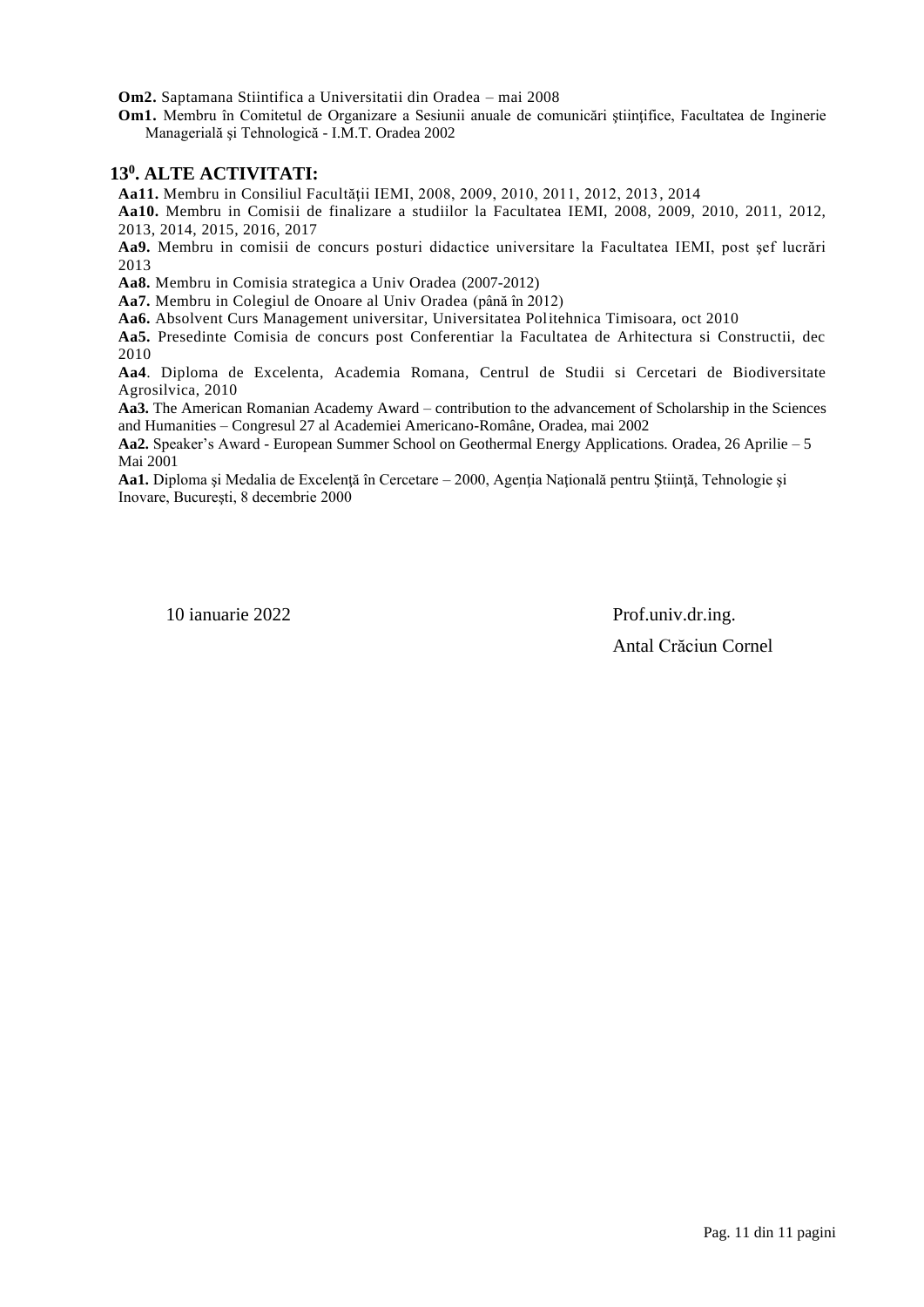**Om2.** Saptamana Stiintifica a Universitatii din Oradea – mai 2008

**Om1.** Membru în Comitetul de Organizare a Sesiunii anuale de comunicări ştiinţifice, Facultatea de Inginerie Managerială şi Tehnologică - I.M.T. Oradea 2002

## 13$^0$. ALTE ACTIVITATI:

**Aa11.** Membru in Consiliul Facultăţii IEMI, 2008, 2009, 2010, 2011, 2012, 2013, 2014

**Aa10.** Membru in Comisii de finalizare a studiilor la Facultatea IEMI, 2008, 2009, 2010, 2011, 2012, 2013, 2014, 2015, 2016, 2017

**Aa9.** Membru in comisii de concurs posturi didactice universitare la Facultatea IEMI, post şef lucrări 2013

**Aa8.** Membru in Comisia strategica a Univ Oradea (2007-2012)

**Aa7.** Membru in Colegiul de Onoare al Univ Oradea (până în 2012)

**Aa6.** Absolvent Curs Management universitar, Universitatea Politehnica Timisoara, oct 2010

**Aa5.** Presedinte Comisia de concurs post Conferentiar la Facultatea de Arhitectura si Constructii, dec 2010

**Aa4**. Diploma de Excelenta, Academia Romana, Centrul de Studii si Cercetari de Biodiversitate Agrosilvica, 2010

**Aa3.** The American Romanian Academy Award – contribution to the advancement of Scholarship in the Sciences and Humanities – Congresul 27 al Academiei Americano-Române, Oradea, mai 2002

**Aa2.** Speaker's Award - European Summer School on Geothermal Energy Applications. Oradea, 26 Aprilie – 5 Mai 2001

**Aa1.** Diploma şi Medalia de Excelenţă în Cercetare – 2000, Agenţia Naţională pentru Ştiinţă, Tehnologie şi Inovare, Bucureşti, 8 decembrie 2000

10 ianuarie 2022

Prof.univ.dr.ing.

Antal Crăciun Cornel